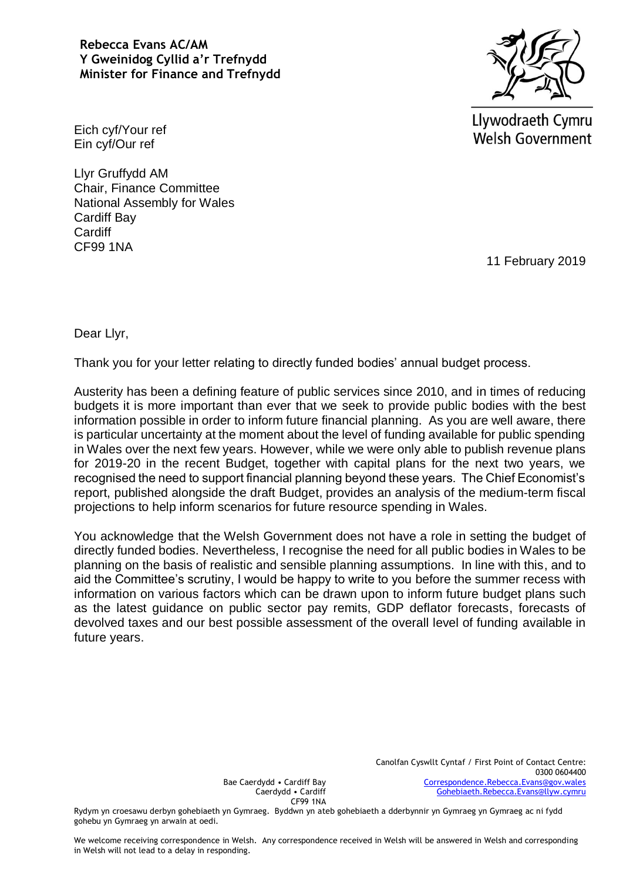**Rebecca Evans AC/AM**
**Y Gweinidog Cyllid a'r Trefnydd**
**Minister for Finance and Trefnydd**

Llywodraeth Cymru
Welsh Government

Eich cyf/Your ref
Ein cyf/Our ref

Llyr Gruffydd AM
Chair, Finance Committee
National Assembly for Wales
Cardiff Bay
Cardiff
CF99 1NA

11 February 2019

Dear Llyr,

Thank you for your letter relating to directly funded bodies' annual budget process.

Austerity has been a defining feature of public services since 2010, and in times of reducing budgets it is more important than ever that we seek to provide public bodies with the best information possible in order to inform future financial planning. As you are well aware, there is particular uncertainty at the moment about the level of funding available for public spending in Wales over the next few years. However, while we were only able to publish revenue plans for 2019-20 in the recent Budget, together with capital plans for the next two years, we recognised the need to support financial planning beyond these years. The Chief Economist's report, published alongside the draft Budget, provides an analysis of the medium-term fiscal projections to help inform scenarios for future resource spending in Wales.

You acknowledge that the Welsh Government does not have a role in setting the budget of directly funded bodies. Nevertheless, I recognise the need for all public bodies in Wales to be planning on the basis of realistic and sensible planning assumptions. In line with this, and to aid the Committee's scrutiny, I would be happy to write to you before the summer recess with information on various factors which can be drawn upon to inform future budget plans such as the latest guidance on public sector pay remits, GDP deflator forecasts, forecasts of devolved taxes and our best possible assessment of the overall level of funding available in future years.

Bae Caerdydd • Cardiff Bay
Caerdydd • Cardiff
CF99 1NA

Canolfan Cyswllt Cyntaf / First Point of Contact Centre:
0300 0604400
Correspondence.Rebecca.Evans@gov.wales
Gohebiaeth.Rebecca.Evans@llyw.cymru

Rydym yn croesawu derbyn gohebiaeth yn Gymraeg. Byddwn yn ateb gohebiaeth a dderbynnir yn Gymraeg yn Gymraeg ac ni fydd gohebu yn Gymraeg yn arwain at oedi.

We welcome receiving correspondence in Welsh. Any correspondence received in Welsh will be answered in Welsh and corresponding in Welsh will not lead to a delay in responding.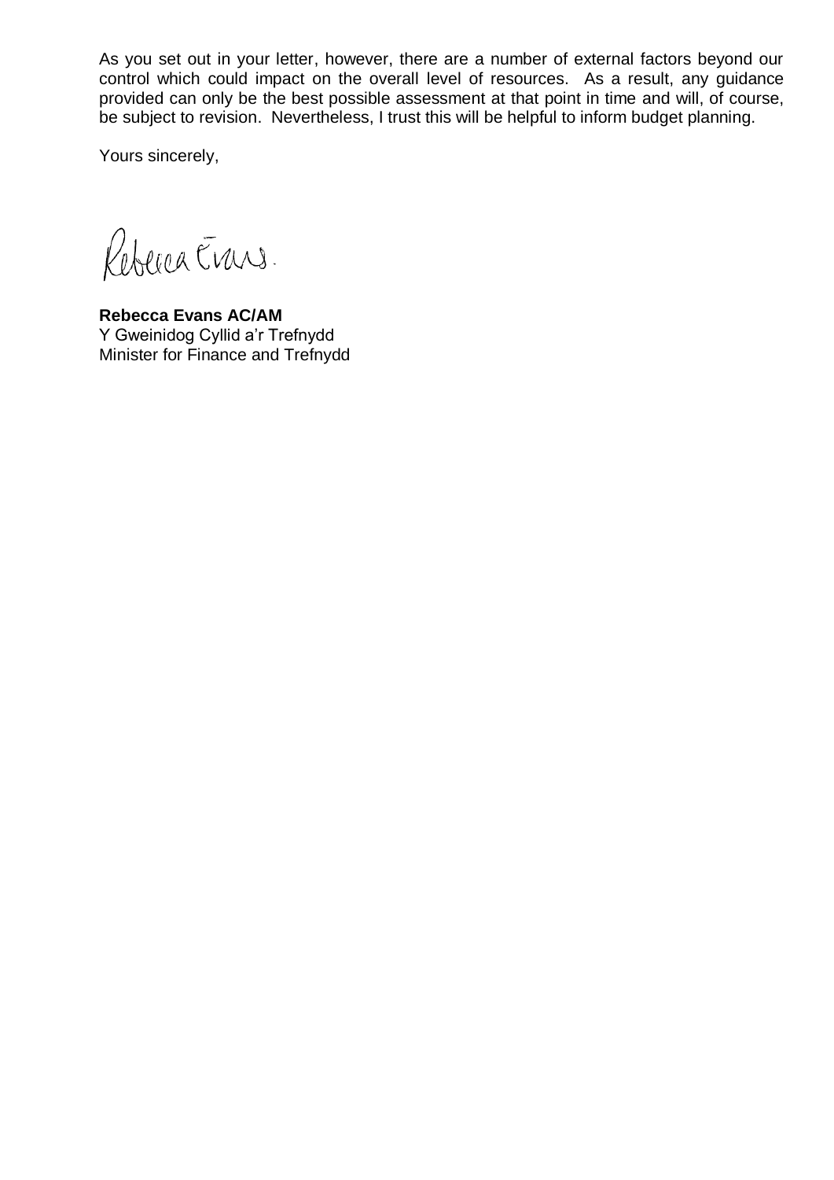As you set out in your letter, however, there are a number of external factors beyond our control which could impact on the overall level of resources. As a result, any guidance provided can only be the best possible assessment at that point in time and will, of course, be subject to revision. Nevertheless, I trust this will be helpful to inform budget planning.

Yours sincerely,

Rebecca Evans.

**Rebecca Evans AC/AM**
Y Gweinidog Cyllid a'r Trefnydd
Minister for Finance and Trefnydd